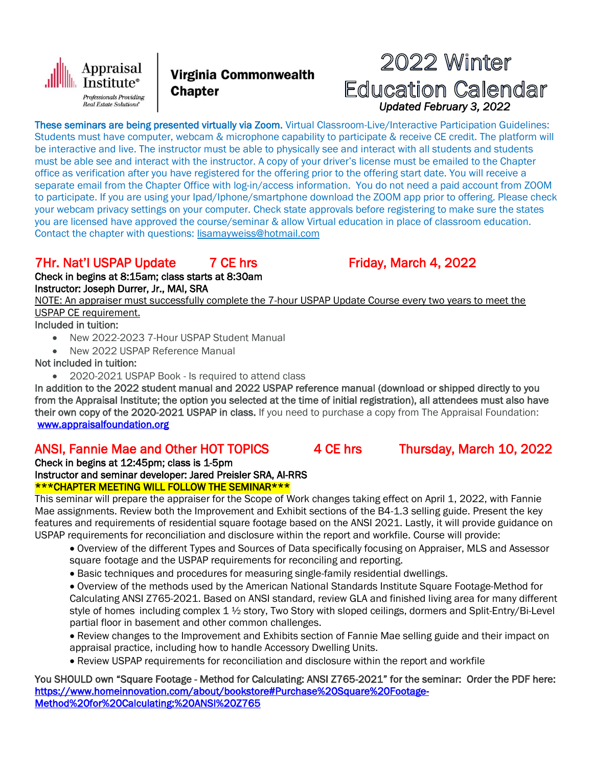Appraisal Institute® *Professionals Providing Real Estate Solutions®*

**Virginia Commonwealth Chapter**

# 2022 Winter Education Calendar

*Updated February 3, 2022*

**These seminars are being presented virtually via Zoom.** Virtual Classroom-Live/Interactive Participation Guidelines: Students must have computer, webcam & microphone capability to participate & receive CE credit. The platform will be interactive and live. The instructor must be able to physically see and interact with all students and students must be able see and interact with the instructor. A copy of your driver's license must be emailed to the Chapter office as verification after you have registered for the offering prior to the offering start date. You will receive a separate email from the Chapter Office with log-in/access information. You do not need a paid account from ZOOM to participate. If you are using your Ipad/Iphone/smartphone download the ZOOM app prior to offering. Please check your webcam privacy settings on your computer. Check state approvals before registering to make sure the states you are licensed have approved the course/seminar & allow Virtual education in place of classroom education. Contact the chapter with questions: lisamayweiss@hotmail.com

## 7Hr. Nat'l USPAP Update 7 CE hrs Friday, March 4, 2022

**Check in begins at 8:15am; class starts at 8:30am**

**Instructor: Joseph Durrer, Jr., MAI, SRA**

NOTE: An appraiser must successfully complete the 7-hour USPAP Update Course every two years to meet the USPAP CE requirement.

Included in tuition:

- New 2022-2023 7-Hour USPAP Student Manual
- New 2022 USPAP Reference Manual

Not included in tuition:

- 2020-2021 USPAP Book - Is required to attend class

**In addition to the 2022 student manual and 2022 USPAP reference manual (download or shipped directly to you from the Appraisal Institute; the option you selected at the time of initial registration), all attendees must also have their own copy of the 2020-2021 USPAP in class.** If you need to purchase a copy from The Appraisal Foundation: www.appraisalfoundation.org

## ANSI, Fannie Mae and Other HOT TOPICS 4 CE hrs Thursday, March 10, 2022

**Check in begins at 12:45pm; class is 1-5pm**

**Instructor and seminar developer: Jared Preisler SRA, AI-RRS**

**\*\*\*CHAPTER MEETING WILL FOLLOW THE SEMINAR\*\*\***

This seminar will prepare the appraiser for the Scope of Work changes taking effect on April 1, 2022, with Fannie Mae assignments. Review both the Improvement and Exhibit sections of the B4-1.3 selling guide. Present the key features and requirements of residential square footage based on the ANSI 2021. Lastly, it will provide guidance on USPAP requirements for reconciliation and disclosure within the report and workfile. Course will provide:

- Overview of the different Types and Sources of Data specifically focusing on Appraiser, MLS and Assessor square footage and the USPAP requirements for reconciling and reporting.
- Basic techniques and procedures for measuring single-family residential dwellings.
- Overview of the methods used by the American National Standards Institute Square Footage-Method for Calculating ANSI Z765-2021. Based on ANSI standard, review GLA and finished living area for many different style of homes including complex 1 ½ story, Two Story with sloped ceilings, dormers and Split-Entry/Bi-Level partial floor in basement and other common challenges.
- Review changes to the Improvement and Exhibits section of Fannie Mae selling guide and their impact on appraisal practice, including how to handle Accessory Dwelling Units.
- Review USPAP requirements for reconciliation and disclosure within the report and workfile

**You SHOULD own "Square Footage - Method for Calculating: ANSI Z765-2021" for the seminar: Order the PDF here:** https://www.homeinnovation.com/about/bookstore#Purchase%20Square%20Footage-Method%20for%20Calculating:%20ANSI%20Z765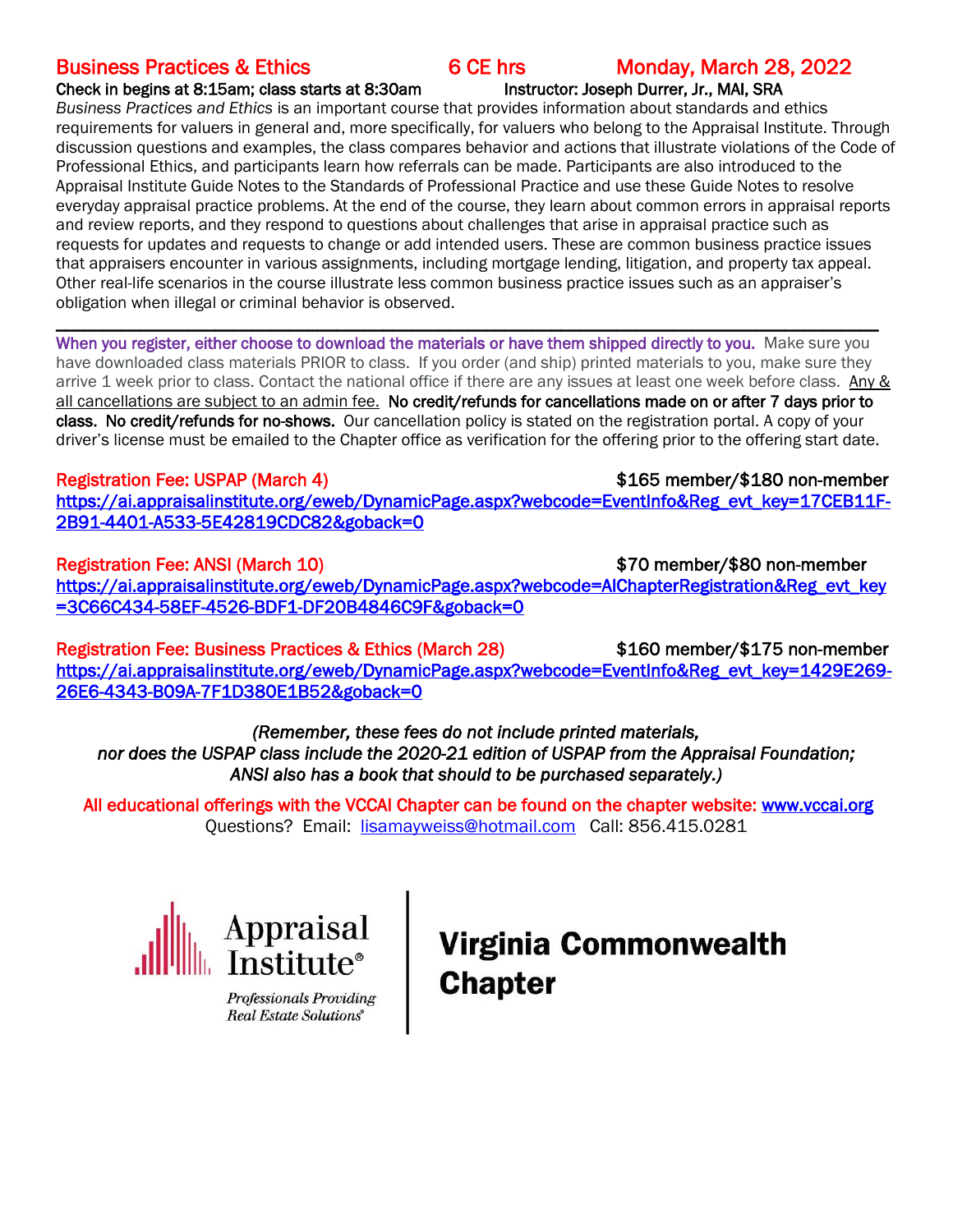## Business Practices & Ethics 6 CE hrs Monday, March 28, 2022

**Check in begins at 8:15am; class starts at 8:30am Instructor: Joseph Durrer, Jr., MAI, SRA**

*Business Practices and Ethics* is an important course that provides information about standards and ethics requirements for valuers in general and, more specifically, for valuers who belong to the Appraisal Institute. Through discussion questions and examples, the class compares behavior and actions that illustrate violations of the Code of Professional Ethics, and participants learn how referrals can be made. Participants are also introduced to the Appraisal Institute Guide Notes to the Standards of Professional Practice and use these Guide Notes to resolve everyday appraisal practice problems. At the end of the course, they learn about common errors in appraisal reports and review reports, and they respond to questions about challenges that arise in appraisal practice such as requests for updates and requests to change or add intended users. These are common business practice issues that appraisers encounter in various assignments, including mortgage lending, litigation, and property tax appeal. Other real-life scenarios in the course illustrate less common business practice issues such as an appraiser's obligation when illegal or criminal behavior is observed.

---

**When you register, either choose to download the materials or have them shipped directly to you.** Make sure you have downloaded class materials PRIOR to class. If you order (and ship) printed materials to you, make sure they arrive 1 week prior to class. Contact the national office if there are any issues at least one week before class. Any & all cancellations are subject to an admin fee. **No credit/refunds for cancellations made on or after 7 days prior to class. No credit/refunds for no-shows.** Our cancellation policy is stated on the registration portal. A copy of your driver's license must be emailed to the Chapter office as verification for the offering prior to the offering start date.

**Registration Fee: USPAP (March 4)** **$165 member/$180 non-member**
https://ai.appraisalinstitute.org/eweb/DynamicPage.aspx?webcode=EventInfo&Reg_evt_key=17CEB11F-2B91-4401-A533-5E42819CDC82&goback=0

**Registration Fee: ANSI (March 10)** **$70 member/$80 non-member**
https://ai.appraisalinstitute.org/eweb/DynamicPage.aspx?webcode=AIChapterRegistration&Reg_evt_key=3C66C434-58EF-4526-BDF1-DF20B4846C9F&goback=0

**Registration Fee: Business Practices & Ethics (March 28)** **$160 member/$175 non-member**
https://ai.appraisalinstitute.org/eweb/DynamicPage.aspx?webcode=EventInfo&Reg_evt_key=1429E269-26E6-4343-B09A-7F1D380E1B52&goback=0

*(Remember, these fees do not include printed materials, nor does the USPAP class include the 2020-21 edition of USPAP from the Appraisal Foundation; ANSI also has a book that should to be purchased separately.)*

All educational offerings with the VCCAI Chapter can be found on the chapter website: www.vccai.org
Questions? Email: lisamayweiss@hotmail.com Call: 856.415.0281

Appraisal Institute®
*Professionals Providing Real Estate Solutions®*

**Virginia Commonwealth Chapter**